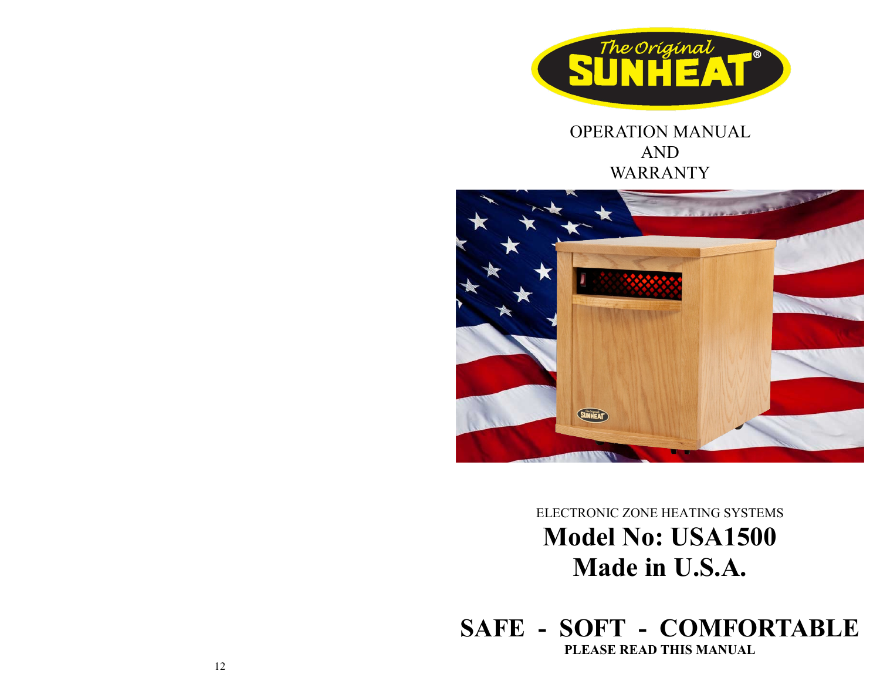The Original SUNHEAT®

OPERATION MANUAL
AND
WARRANTY

ELECTRONIC ZONE HEATING SYSTEMS

# Model No: USA1500
# Made in U.S.A.

# SAFE - SOFT - COMFORTABLE

**PLEASE READ THIS MANUAL**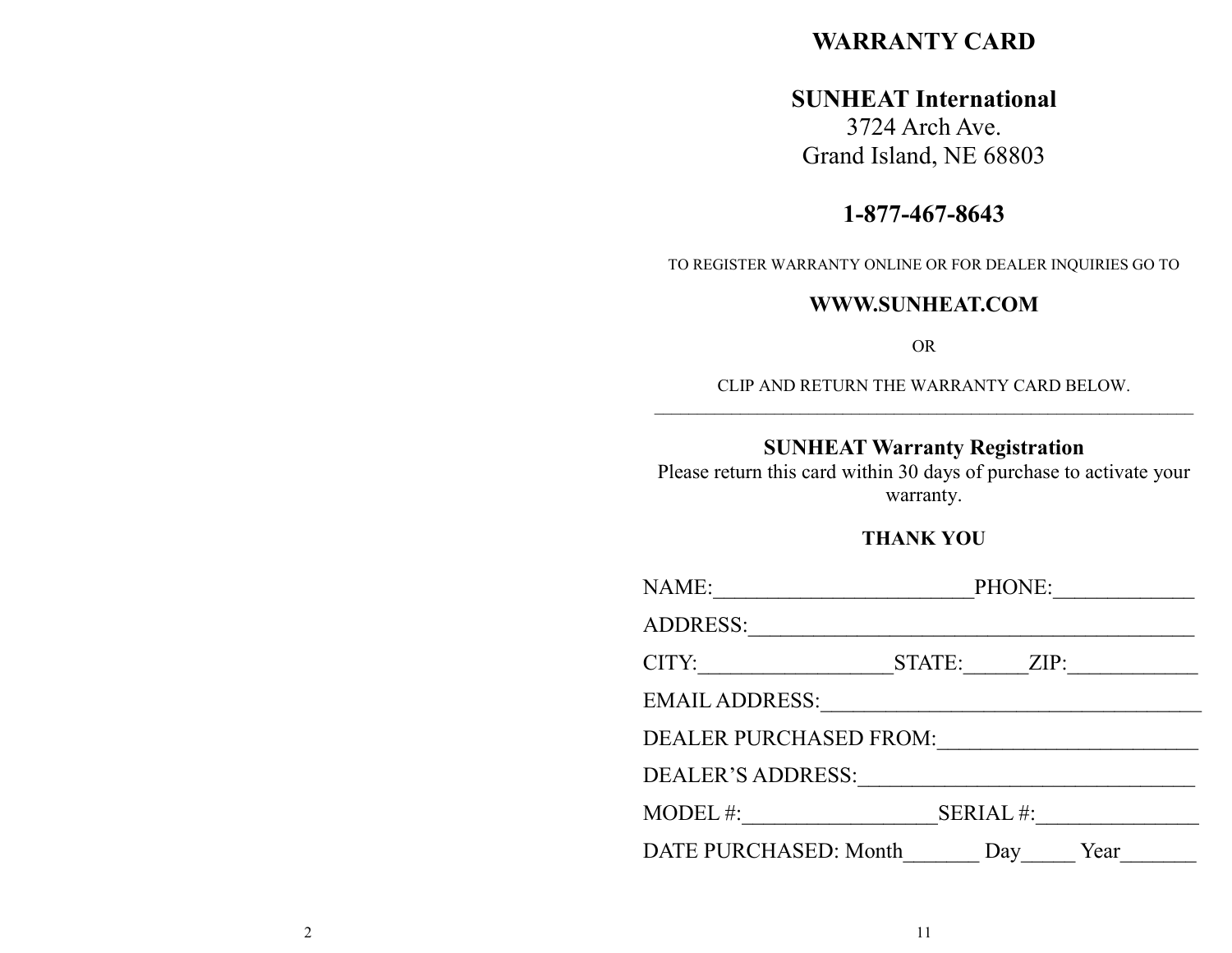# WARRANTY CARD

## SUNHEAT International

3724 Arch Ave.
Grand Island, NE 68803

**1-877-467-8643**

TO REGISTER WARRANTY ONLINE OR FOR DEALER INQUIRIES GO TO

**WWW.SUNHEAT.COM**

OR

CLIP AND RETURN THE WARRANTY CARD BELOW.

---

**SUNHEAT Warranty Registration**

Please return this card within 30 days of purchase to activate your warranty.

**THANK YOU**

NAME:________________________PHONE:_____________

ADDRESS:_________________________________________

CITY:__________________STATE:______ZIP:____________

EMAIL ADDRESS:____________________________________

DEALER PURCHASED FROM:________________________

DEALER'S ADDRESS:_______________________________

MODEL #:__________________SERIAL #:_______________

DATE PURCHASED: Month_______ Day_____ Year_______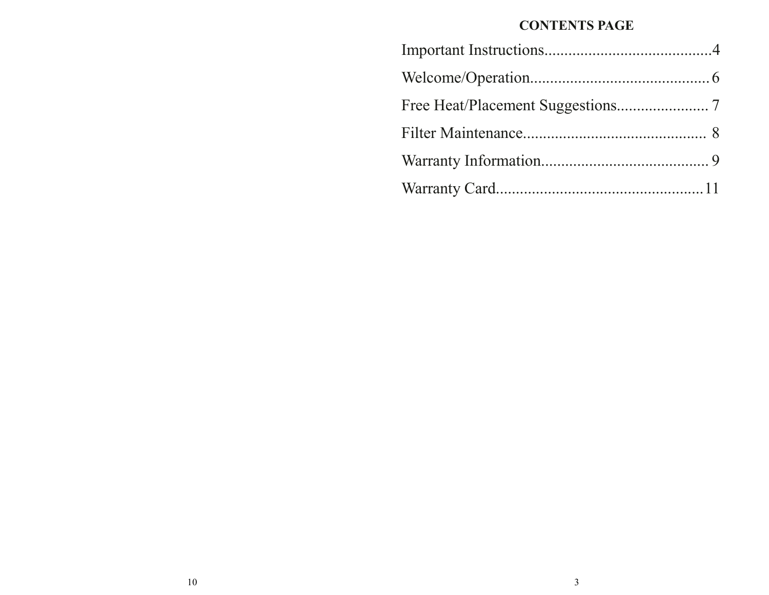## CONTENTS PAGE

Important Instructions..........................................4

Welcome/Operation.............................................6

Free Heat/Placement Suggestions....................... 7

Filter Maintenance.............................................. 8

Warranty Information..........................................9

Warranty Card....................................................11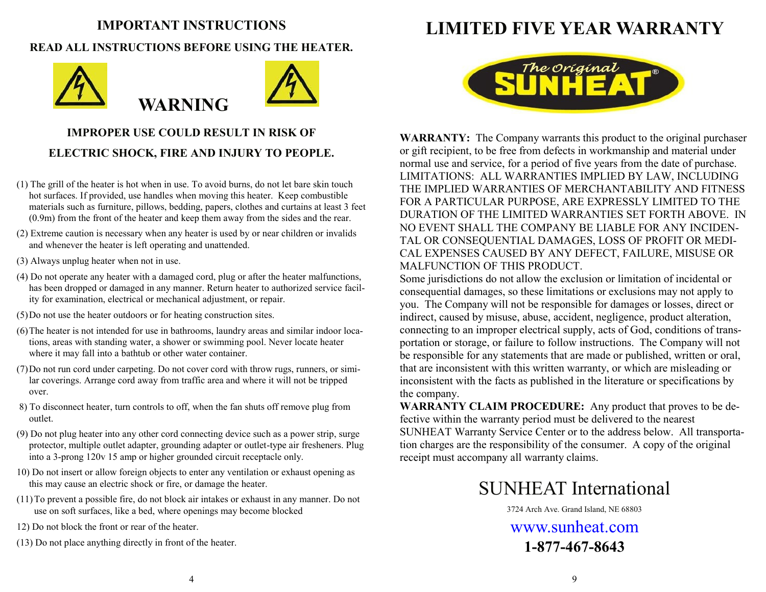## IMPORTANT INSTRUCTIONS

**READ ALL INSTRUCTIONS BEFORE USING THE HEATER.**

# WARNING

**IMPROPER USE COULD RESULT IN RISK OF ELECTRIC SHOCK, FIRE AND INJURY TO PEOPLE.**

(1) The grill of the heater is hot when in use. To avoid burns, do not let bare skin touch hot surfaces. If provided, use handles when moving this heater. Keep combustible materials such as furniture, pillows, bedding, papers, clothes and curtains at least 3 feet (0.9m) from the front of the heater and keep them away from the sides and the rear.

(2) Extreme caution is necessary when any heater is used by or near children or invalids and whenever the heater is left operating and unattended.

(3) Always unplug heater when not in use.

(4) Do not operate any heater with a damaged cord, plug or after the heater malfunctions, has been dropped or damaged in any manner. Return heater to authorized service facility for examination, electrical or mechanical adjustment, or repair.

(5) Do not use the heater outdoors or for heating construction sites.

(6) The heater is not intended for use in bathrooms, laundry areas and similar indoor locations, areas with standing water, a shower or swimming pool. Never locate heater where it may fall into a bathtub or other water container.

(7) Do not run cord under carpeting. Do not cover cord with throw rugs, runners, or similar coverings. Arrange cord away from traffic area and where it will not be tripped over.

8) To disconnect heater, turn controls to off, when the fan shuts off remove plug from outlet.

(9) Do not plug heater into any other cord connecting device such as a power strip, surge protector, multiple outlet adapter, grounding adapter or outlet-type air fresheners. Plug into a 3-prong 120v 15 amp or higher grounded circuit receptacle only.

10) Do not insert or allow foreign objects to enter any ventilation or exhaust opening as this may cause an electric shock or fire, or damage the heater.

(11) To prevent a possible fire, do not block air intakes or exhaust in any manner. Do not use on soft surfaces, like a bed, where openings may become blocked

12) Do not block the front or rear of the heater.

(13) Do not place anything directly in front of the heater.

# LIMITED FIVE YEAR WARRANTY

The Original SUNHEAT®

**WARRANTY:** The Company warrants this product to the original purchaser or gift recipient, to be free from defects in workmanship and material under normal use and service, for a period of five years from the date of purchase. LIMITATIONS: ALL WARRANTIES IMPLIED BY LAW, INCLUDING THE IMPLIED WARRANTIES OF MERCHANTABILITY AND FITNESS FOR A PARTICULAR PURPOSE, ARE EXPRESSLY LIMITED TO THE DURATION OF THE LIMITED WARRANTIES SET FORTH ABOVE. IN NO EVENT SHALL THE COMPANY BE LIABLE FOR ANY INCIDENTAL OR CONSEQUENTIAL DAMAGES, LOSS OF PROFIT OR MEDICAL EXPENSES CAUSED BY ANY DEFECT, FAILURE, MISUSE OR MALFUNCTION OF THIS PRODUCT.

Some jurisdictions do not allow the exclusion or limitation of incidental or consequential damages, so these limitations or exclusions may not apply to you. The Company will not be responsible for damages or losses, direct or indirect, caused by misuse, abuse, accident, negligence, product alteration, connecting to an improper electrical supply, acts of God, conditions of transportation or storage, or failure to follow instructions. The Company will not be responsible for any statements that are made or published, written or oral, that are inconsistent with this written warranty, or which are misleading or inconsistent with the facts as published in the literature or specifications by the company.

**WARRANTY CLAIM PROCEDURE:** Any product that proves to be defective within the warranty period must be delivered to the nearest SUNHEAT Warranty Service Center or to the address below. All transportation charges are the responsibility of the consumer. A copy of the original receipt must accompany all warranty claims.

## SUNHEAT International

3724 Arch Ave. Grand Island, NE 68803

www.sunheat.com

**1-877-467-8643**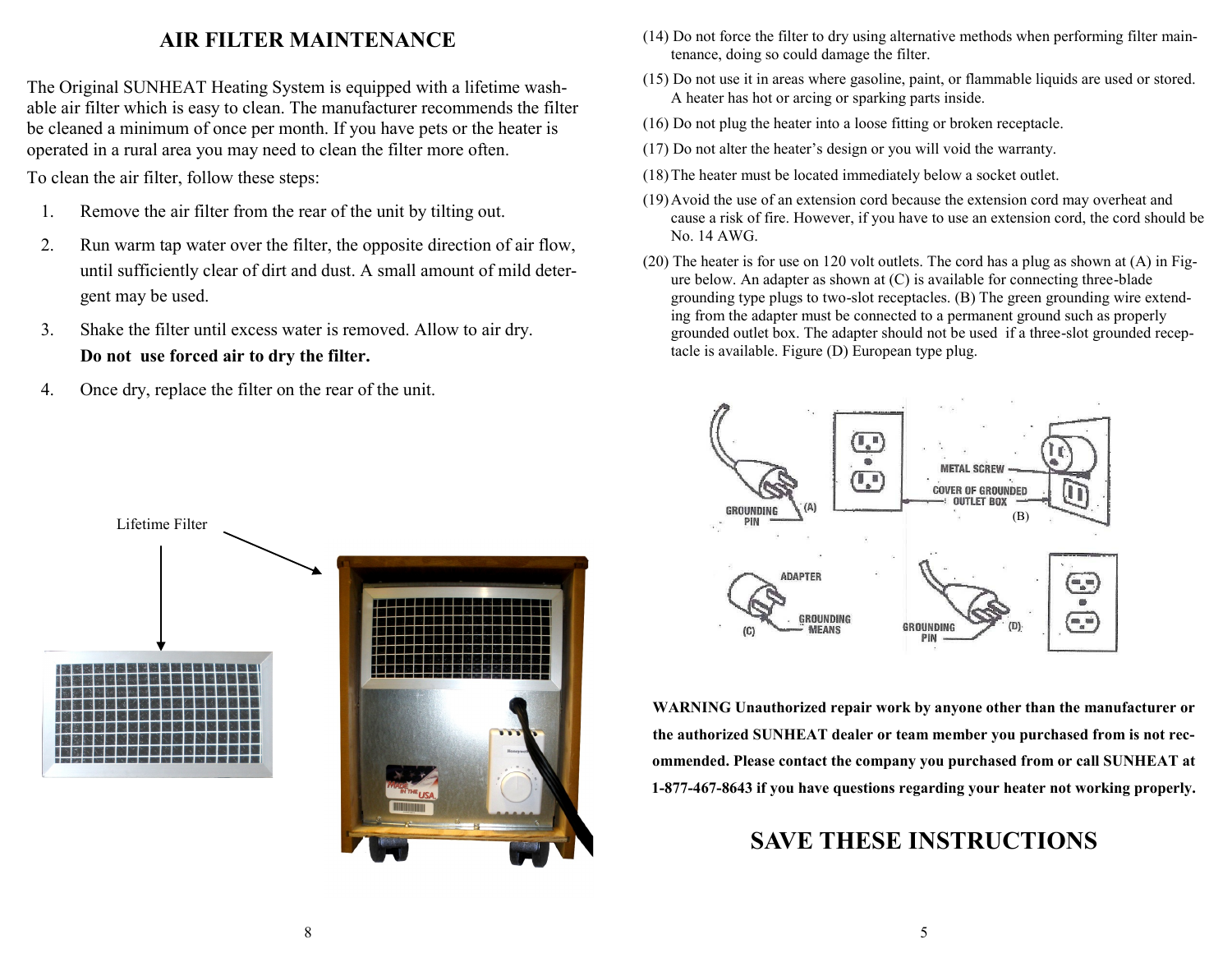## AIR FILTER MAINTENANCE

The Original SUNHEAT Heating System is equipped with a lifetime washable air filter which is easy to clean. The manufacturer recommends the filter be cleaned a minimum of once per month. If you have pets or the heater is operated in a rural area you may need to clean the filter more often.

To clean the air filter, follow these steps:

1. Remove the air filter from the rear of the unit by tilting out.
2. Run warm tap water over the filter, the opposite direction of air flow, until sufficiently clear of dirt and dust. A small amount of mild detergent may be used.
3. Shake the filter until excess water is removed. Allow to air dry. **Do not use forced air to dry the filter.**
4. Once dry, replace the filter on the rear of the unit.

Lifetime Filter

(14) Do not force the filter to dry using alternative methods when performing filter maintenance, doing so could damage the filter.

(15) Do not use it in areas where gasoline, paint, or flammable liquids are used or stored. A heater has hot or arcing or sparking parts inside.

(16) Do not plug the heater into a loose fitting or broken receptacle.

(17) Do not alter the heater's design or you will void the warranty.

(18) The heater must be located immediately below a socket outlet.

(19) Avoid the use of an extension cord because the extension cord may overheat and cause a risk of fire. However, if you have to use an extension cord, the cord should be No. 14 AWG.

(20) The heater is for use on 120 volt outlets. The cord has a plug as shown at (A) in Figure below. An adapter as shown at (C) is available for connecting three-blade grounding type plugs to two-slot receptacles. (B) The green grounding wire extending from the adapter must be connected to a permanent ground such as properly grounded outlet box. The adapter should not be used if a three-slot grounded receptacle is available. Figure (D) European type plug.

GROUNDING PIN (A) | METAL SCREW | COVER OF GROUNDED OUTLET BOX (B) | ADAPTER | GROUNDING MEANS (C) | GROUNDING PIN (D)

**WARNING Unauthorized repair work by anyone other than the manufacturer or the authorized SUNHEAT dealer or team member you purchased from is not recommended. Please contact the company you purchased from or call SUNHEAT at 1-877-467-8643 if you have questions regarding your heater not working properly.**

## SAVE THESE INSTRUCTIONS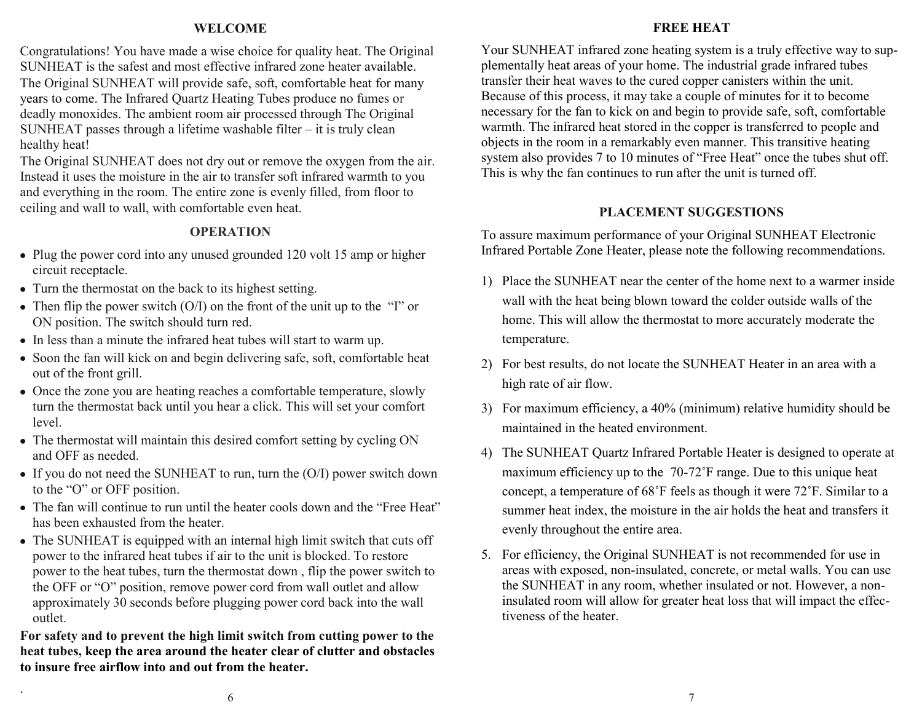## WELCOME

Congratulations! You have made a wise choice for quality heat. The Original SUNHEAT is the safest and most effective infrared zone heater available. The Original SUNHEAT will provide safe, soft, comfortable heat for many years to come. The Infrared Quartz Heating Tubes produce no fumes or deadly monoxides. The ambient room air processed through The Original SUNHEAT passes through a lifetime washable filter – it is truly clean healthy heat!

The Original SUNHEAT does not dry out or remove the oxygen from the air. Instead it uses the moisture in the air to transfer soft infrared warmth to you and everything in the room. The entire zone is evenly filled, from floor to ceiling and wall to wall, with comfortable even heat.

## OPERATION

- Plug the power cord into any unused grounded 120 volt 15 amp or higher circuit receptacle.
- Turn the thermostat on the back to its highest setting.
- Then flip the power switch (O/I) on the front of the unit up to the "I" or ON position. The switch should turn red.
- In less than a minute the infrared heat tubes will start to warm up.
- Soon the fan will kick on and begin delivering safe, soft, comfortable heat out of the front grill.
- Once the zone you are heating reaches a comfortable temperature, slowly turn the thermostat back until you hear a click. This will set your comfort level.
- The thermostat will maintain this desired comfort setting by cycling ON and OFF as needed.
- If you do not need the SUNHEAT to run, turn the (O/I) power switch down to the "O" or OFF position.
- The fan will continue to run until the heater cools down and the "Free Heat" has been exhausted from the heater.
- The SUNHEAT is equipped with an internal high limit switch that cuts off power to the infrared heat tubes if air to the unit is blocked. To restore power to the heat tubes, turn the thermostat down , flip the power switch to the OFF or "O" position, remove power cord from wall outlet and allow approximately 30 seconds before plugging power cord back into the wall outlet.

**For safety and to prevent the high limit switch from cutting power to the heat tubes, keep the area around the heater clear of clutter and obstacles to insure free airflow into and out from the heater.**

## FREE HEAT

Your SUNHEAT infrared zone heating system is a truly effective way to supplementally heat areas of your home. The industrial grade infrared tubes transfer their heat waves to the cured copper canisters within the unit. Because of this process, it may take a couple of minutes for it to become necessary for the fan to kick on and begin to provide safe, soft, comfortable warmth. The infrared heat stored in the copper is transferred to people and objects in the room in a remarkably even manner. This transitive heating system also provides 7 to 10 minutes of "Free Heat" once the tubes shut off. This is why the fan continues to run after the unit is turned off.

## PLACEMENT SUGGESTIONS

To assure maximum performance of your Original SUNHEAT Electronic Infrared Portable Zone Heater, please note the following recommendations.

1) Place the SUNHEAT near the center of the home next to a warmer inside wall with the heat being blown toward the colder outside walls of the home. This will allow the thermostat to more accurately moderate the temperature.
2) For best results, do not locate the SUNHEAT Heater in an area with a high rate of air flow.
3) For maximum efficiency, a 40% (minimum) relative humidity should be maintained in the heated environment.
4) The SUNHEAT Quartz Infrared Portable Heater is designed to operate at maximum efficiency up to the 70-72˚F range. Due to this unique heat concept, a temperature of 68˚F feels as though it were 72˚F. Similar to a summer heat index, the moisture in the air holds the heat and transfers it evenly throughout the entire area.
5. For efficiency, the Original SUNHEAT is not recommended for use in areas with exposed, non-insulated, concrete, or metal walls. You can use the SUNHEAT in any room, whether insulated or not. However, a non-insulated room will allow for greater heat loss that will impact the effectiveness of the heater.